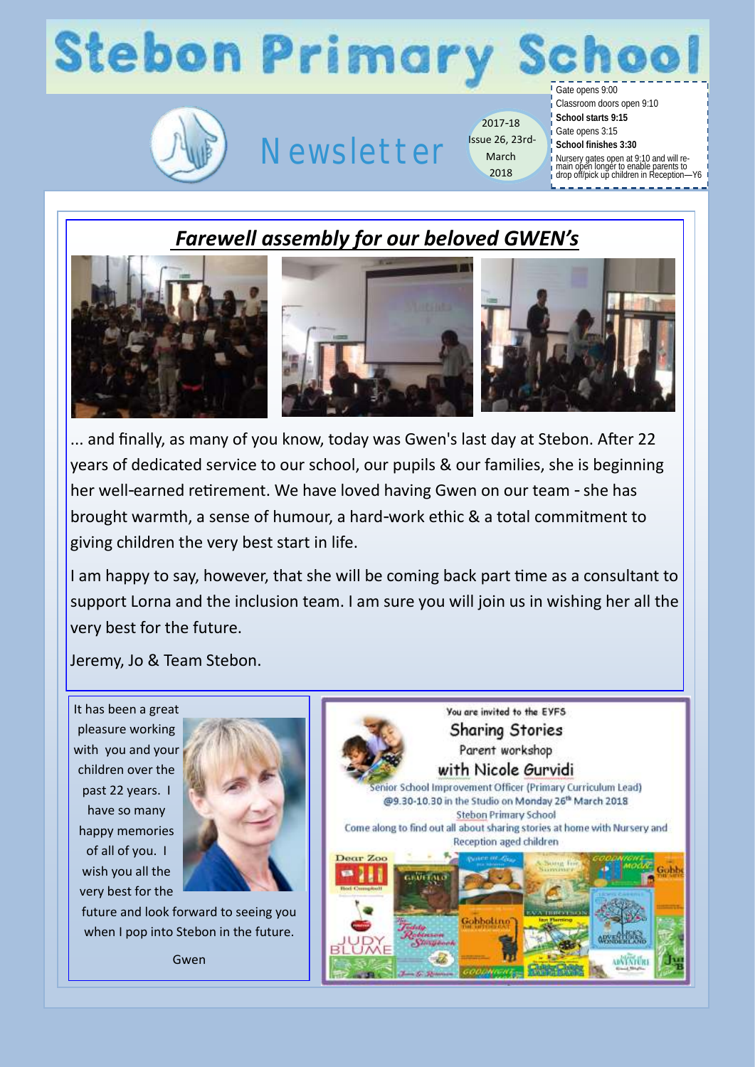# Stebon Primary School

## Newsletter

2017-18 Issue 26, 23rd-March 2018

Gate opens 9:00
Classroom doors open 9:10
**School starts 9:15**
Gate opens 3:15
**School finishes 3:30**
Nursery gates open at 9:10 and will remain open longer to enable parents to drop off/pick up children in Reception—Y6

## *Farewell assembly for our beloved GWEN's*

... and finally, as many of you know, today was Gwen's last day at Stebon. After 22 years of dedicated service to our school, our pupils & our families, she is beginning her well-earned retirement. We have loved having Gwen on our team - she has brought warmth, a sense of humour, a hard-work ethic & a total commitment to giving children the very best start in life.

I am happy to say, however, that she will be coming back part time as a consultant to support Lorna and the inclusion team. I am sure you will join us in wishing her all the very best for the future.

Jeremy, Jo & Team Stebon.

It has been a great pleasure working with you and your children over the past 22 years. I have so many happy memories of all of you. I wish you all the very best for the future and look forward to seeing you when I pop into Stebon in the future.

Gwen

You are invited to the EYFS

**Sharing Stories**

Parent workshop

**with Nicole Gurvidi**

Senior School Improvement Officer (Primary Curriculum Lead)

@9.30-10.30 in the Studio on Monday 26th March 2018

Stebon Primary School

Come along to find out all about sharing stories at home with Nursery and Reception aged children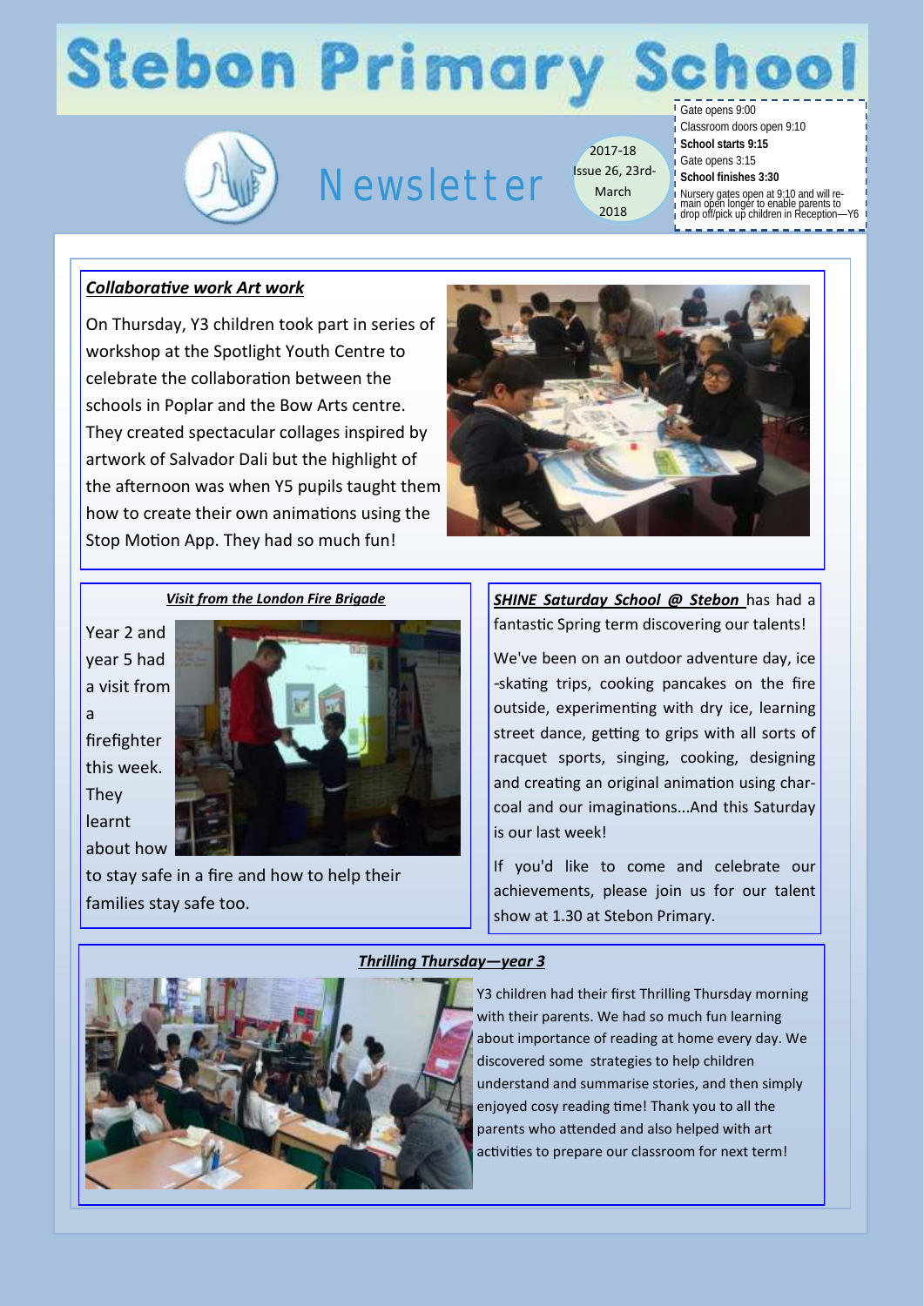# Stebon Primary School

## Newsletter

2017-18 Issue 26, 23rd-March 2018

Gate opens 9:00
Classroom doors open 9:10
**School starts 9:15**
Gate opens 3:15
**School finishes 3:30**
Nursery gates open at 9:10 and will remain open longer to enable parents to drop off/pick up children in Reception—Y6

### ***Collaborative work Art work***

On Thursday, Y3 children took part in series of workshop at the Spotlight Youth Centre to celebrate the collaboration between the schools in Poplar and the Bow Arts centre. They created spectacular collages inspired by artwork of Salvador Dali but the highlight of the afternoon was when Y5 pupils taught them how to create their own animations using the Stop Motion App. They had so much fun!

### ***Visit from the London Fire Brigade***

Year 2 and year 5 had a visit from a firefighter this week. They learnt about how to stay safe in a fire and how to help their families stay safe too.

***SHINE Saturday School @ Stebon*** has had a fantastic Spring term discovering our talents!

We've been on an outdoor adventure day, ice-skating trips, cooking pancakes on the fire outside, experimenting with dry ice, learning street dance, getting to grips with all sorts of racquet sports, singing, cooking, designing and creating an original animation using charcoal and our imaginations...And this Saturday is our last week!

If you'd like to come and celebrate our achievements, please join us for our talent show at 1.30 at Stebon Primary.

### ***Thrilling Thursday—year 3***

Y3 children had their first Thrilling Thursday morning with their parents. We had so much fun learning about importance of reading at home every day. We discovered some strategies to help children understand and summarise stories, and then simply enjoyed cosy reading time! Thank you to all the parents who attended and also helped with art activities to prepare our classroom for next term!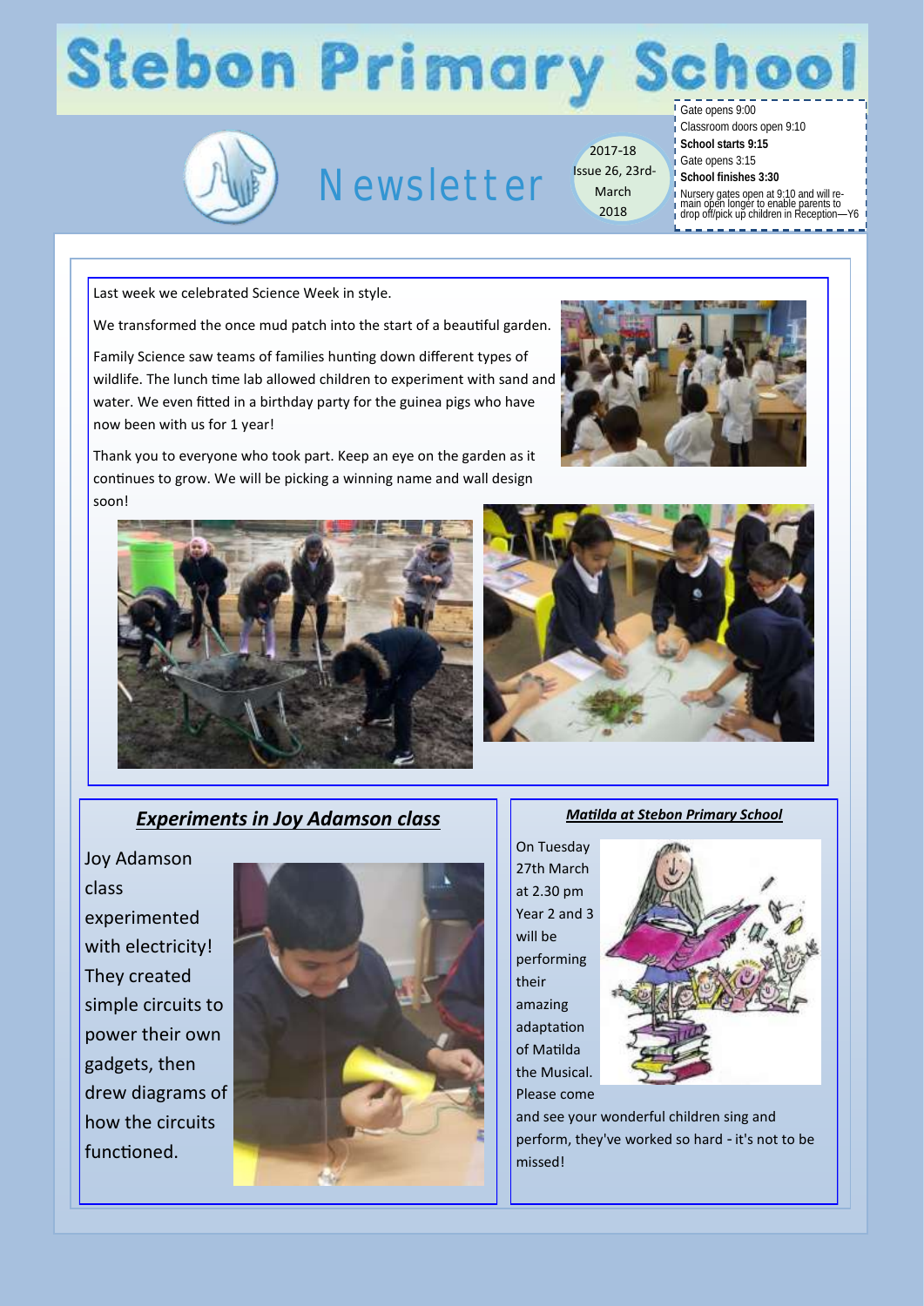# Stebon Primary School

## Newsletter

2017-18 Issue 26, 23rd-March 2018

Gate opens 9:00
Classroom doors open 9:10
**School starts 9:15**
Gate opens 3:15
**School finishes 3:30**
Nursery gates open at 9:10 and will remain open longer to enable parents to drop off/pick up children in Reception—Y6

Last week we celebrated Science Week in style.

We transformed the once mud patch into the start of a beautiful garden.

Family Science saw teams of families hunting down different types of wildlife. The lunch time lab allowed children to experiment with sand and water. We even fitted in a birthday party for the guinea pigs who have now been with us for 1 year!

Thank you to everyone who took part. Keep an eye on the garden as it continues to grow. We will be picking a winning name and wall design soon!

### ***Experiments in Joy Adamson class***

Joy Adamson class experimented with electricity! They created simple circuits to power their own gadgets, then drew diagrams of how the circuits functioned.

### ***Matilda at Stebon Primary School***

On Tuesday 27th March at 2.30 pm Year 2 and 3 will be performing their amazing adaptation of Matilda the Musical. Please come and see your wonderful children sing and perform, they've worked so hard - it's not to be missed!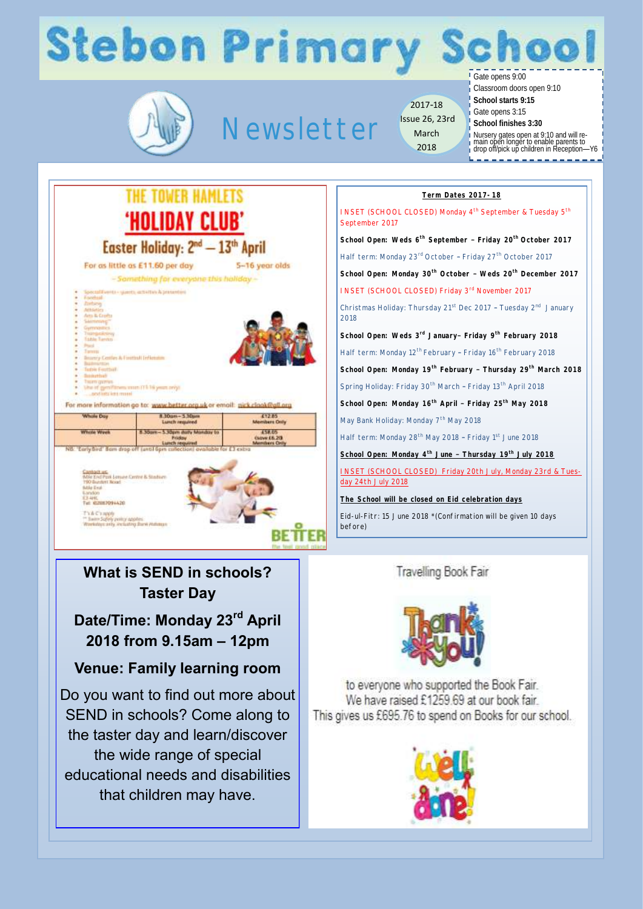# Stebon Primary School

## Newsletter

2017-18
Issue 26, 23rd March
2018

Gate opens 9:00
Classroom doors open 9:10
**School starts 9:15**
Gate opens 3:15
**School finishes 3:30**
Nursery gates open at 9:10 and will remain open longer to enable parents to drop off/pick up children in Reception—Y6

## THE TOWER HAMLETS 'HOLIDAY CLUB'

### Easter Holiday: 2nd – 13th April

For as little as £11.60 per day — 5-16 year olds

~ Something for everyone this holiday ~

- Special Events - guests, activities & presenters
- Football
- Zorbing
- Athletics
- Arts & Crafts
- Swimming**
- Gymnastics
- Trampolining
- Table Tennis
- Pool
- Tennis
- Bouncy Castles & Football Inflatable
- Badminton
- Table Football
- Basketball
- Team games
- Use of gym/fitness room (11-16 years only)
- ...and lots lots more!

For more information go to: www.better.org.uk or email: nick.clook@gll.org

| | | |
|---|---|---|
| Whole Day | 8.30am – 5.30pm Lunch required | £12.85 Members Only |
| Whole Week | 8.30am – 5.30pm daily Monday to Friday Lunch required | £58.05 (save £6.20) Members Only |

NB: 'Early Bird' 8am drop off (until 6pm collection) available for £3 extra

Contact us:
Mile End Park Leisure Centre & Stadium
190 Burdett Road
Mile End
London
E3 4HL
Tel: 02087094420

T's & C's apply
** Swim Safely policy applies
Weekdays only, including Bank Holidays

BETTER

### Term Dates 2017-18

INSET (SCHOOL CLOSED) Monday 4th September & Tuesday 5th September 2017

**School Open: Weds 6th September – Friday 20th October 2017**

Half term: Monday 23rd October – Friday 27th October 2017

**School Open: Monday 30th October – Weds 20th December 2017**

INSET (SCHOOL CLOSED) Friday 3rd November 2017

Christmas Holiday: Thursday 21st Dec 2017 – Tuesday 2nd January 2018

**School Open: Weds 3rd January– Friday 9th February 2018**

Half term: Monday 12th February – Friday 16th February 2018

**School Open: Monday 19th February – Thursday 29th March 2018**

Spring Holiday: Friday 30th March – Friday 13th April 2018

**School Open: Monday 16th April – Friday 25th May 2018**

May Bank Holiday: Monday 7th May 2018

Half term: Monday 28th May 2018 – Friday 1st June 2018

**School Open: Monday 4th June – Thursday 19th July 2018**

INSET (SCHOOL CLOSED) Friday 20th July, Monday 23rd & Tuesday 24th July 2018

**The School will be closed on Eid celebration days**

Eid-ul-Fitr: 15 June 2018 *(Confirmation will be given 10 days before)

## What is SEND in schools? Taster Day

**Date/Time: Monday 23rd April 2018 from 9.15am – 12pm**

**Venue: Family learning room**

Do you want to find out more about SEND in schools? Come along to the taster day and learn/discover the wide range of special educational needs and disabilities that children may have.

## Travelling Book Fair

Thank you!

to everyone who supported the Book Fair.
We have raised £1259.69 at our book fair.
This gives us £695.76 to spend on Books for our school.

Well done!